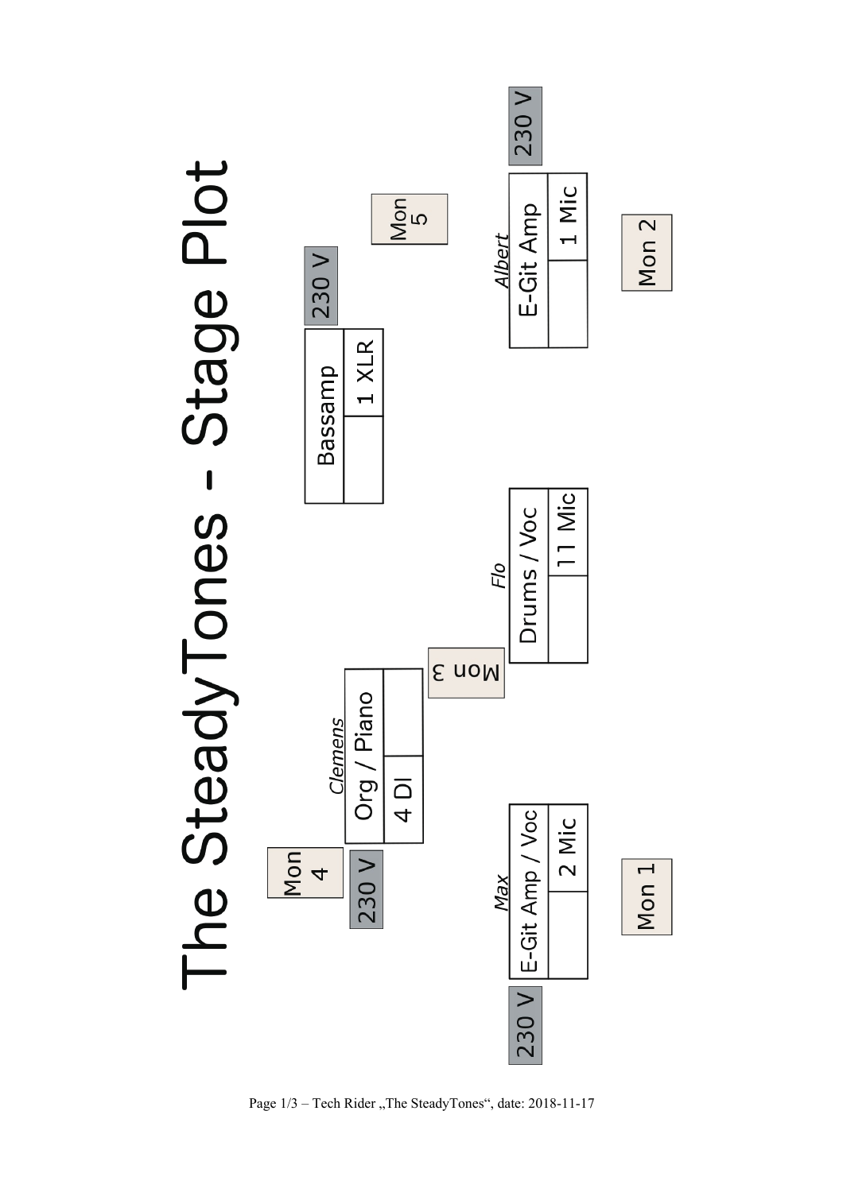# The SteadyTones - Stage Plot

Mon 4

230 V

*Clemens*

| Org / Piano | |
|---|---|
| 4 DI | |

*Max*

| E-Git Amp / Voc | |
|---|---|
| 2 Mic | |

230 V

Mon 1

Mon 3

*Flo*

| Drums / Voc | |
|---|---|
| 11 Mic | |

230 V

| Bassamp | |
|---|---|
| 1 XLR | |

Mon 5

230 V

*Albert*

| E-Git Amp | |
|---|---|
| 1 Mic | |

Mon 2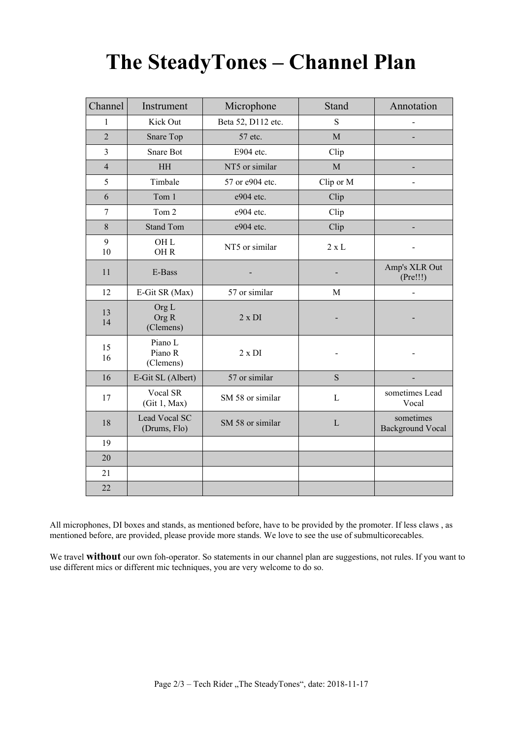# The SteadyTones – Channel Plan

| Channel | Instrument | Microphone | Stand | Annotation |
|---|---|---|---|---|
| 1 | Kick Out | Beta 52, D112 etc. | S | - |
| 2 | Snare Top | 57 etc. | M | - |
| 3 | Snare Bot | E904 etc. | Clip | |
| 4 | HH | NT5 or similar | M | - |
| 5 | Timbale | 57 or e904 etc. | Clip or M | - |
| 6 | Tom 1 | e904 etc. | Clip | |
| 7 | Tom 2 | e904 etc. | Clip | |
| 8 | Stand Tom | e904 etc. | Clip | - |
| 9<br>10 | OH L<br>OH R | NT5 or similar | 2 x L | - |
| 11 | E-Bass | - | - | Amp's XLR Out (Pre!!!) |
| 12 | E-Git SR (Max) | 57 or similar | M | - |
| 13<br>14 | Org L<br>Org R<br>(Clemens) | 2 x DI | - | - |
| 15<br>16 | Piano L<br>Piano R<br>(Clemens) | 2 x DI | - | - |
| 16 | E-Git SL (Albert) | 57 or similar | S | - |
| 17 | Vocal SR<br>(Git 1, Max) | SM 58 or similar | L | sometimes Lead Vocal |
| 18 | Lead Vocal SC<br>(Drums, Flo) | SM 58 or similar | L | sometimes Background Vocal |
| 19 | | | | |
| 20 | | | | |
| 21 | | | | |
| 22 | | | | |

All microphones, DI boxes and stands, as mentioned before, have to be provided by the promoter. If less claws , as mentioned before, are provided, please provide more stands. We love to see the use of submulticorecables.

We travel **without** our own foh-operator. So statements in our channel plan are suggestions, not rules. If you want to use different mics or different mic techniques, you are very welcome to do so.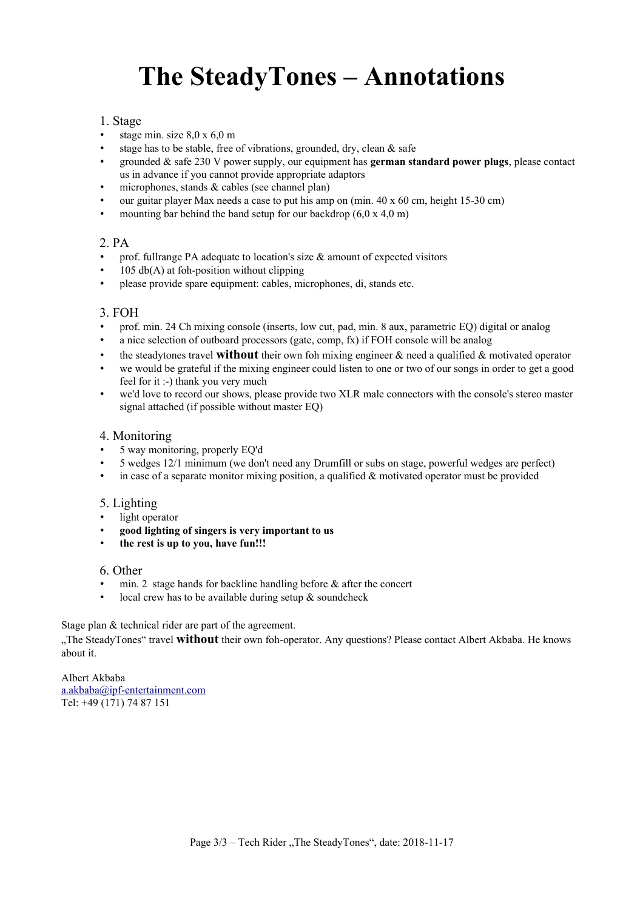# The SteadyTones – Annotations

## 1. Stage

- stage min. size 8,0 x 6,0 m
- stage has to be stable, free of vibrations, grounded, dry, clean & safe
- grounded & safe 230 V power supply, our equipment has **german standard power plugs**, please contact us in advance if you cannot provide appropriate adaptors
- microphones, stands & cables (see channel plan)
- our guitar player Max needs a case to put his amp on (min. 40 x 60 cm, height 15-30 cm)
- mounting bar behind the band setup for our backdrop (6,0 x 4,0 m)

## 2. PA

- prof. fullrange PA adequate to location's size & amount of expected visitors
- 105 db(A) at foh-position without clipping
- please provide spare equipment: cables, microphones, di, stands etc.

## 3. FOH

- prof. min. 24 Ch mixing console (inserts, low cut, pad, min. 8 aux, parametric EQ) digital or analog
- a nice selection of outboard processors (gate, comp, fx) if FOH console will be analog
- the steadytones travel **without** their own foh mixing engineer & need a qualified & motivated operator
- we would be grateful if the mixing engineer could listen to one or two of our songs in order to get a good feel for it :-) thank you very much
- we'd love to record our shows, please provide two XLR male connectors with the console's stereo master signal attached (if possible without master EQ)

## 4. Monitoring

- 5 way monitoring, properly EQ'd
- 5 wedges 12/1 minimum (we don't need any Drumfill or subs on stage, powerful wedges are perfect)
- in case of a separate monitor mixing position, a qualified & motivated operator must be provided

## 5. Lighting

- light operator
- **good lighting of singers is very important to us**
- **the rest is up to you, have fun!!!**

## 6. Other

- min. 2 stage hands for backline handling before & after the concert
- local crew has to be available during setup & soundcheck

Stage plan & technical rider are part of the agreement.
„The SteadyTones“ travel **without** their own foh-operator. Any questions? Please contact Albert Akbaba. He knows about it.

Albert Akbaba
a.akbaba@ipf-entertainment.com
Tel: +49 (171) 74 87 151